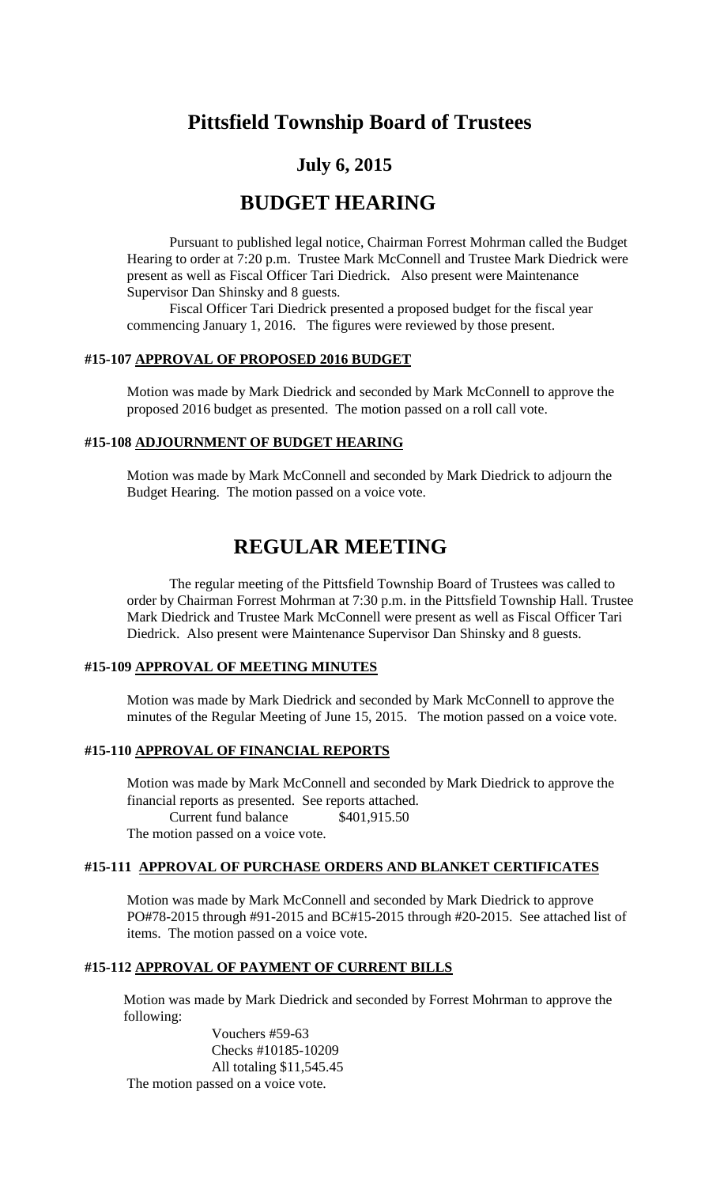# Pittsfield Township Board of Trustees

## July 6, 2015

# BUDGET HEARING

Pursuant to published legal notice, Chairman Forrest Mohrman called the Budget Hearing to order at 7:20 p.m. Trustee Mark McConnell and Trustee Mark Diedrick were present as well as Fiscal Officer Tari Diedrick. Also present were Maintenance Supervisor Dan Shinsky and 8 guests.

Fiscal Officer Tari Diedrick presented a proposed budget for the fiscal year commencing January 1, 2016. The figures were reviewed by those present.

### #15-107 APPROVAL OF PROPOSED 2016 BUDGET

Motion was made by Mark Diedrick and seconded by Mark McConnell to approve the proposed 2016 budget as presented. The motion passed on a roll call vote.

### #15-108 ADJOURNMENT OF BUDGET HEARING

Motion was made by Mark McConnell and seconded by Mark Diedrick to adjourn the Budget Hearing. The motion passed on a voice vote.

# REGULAR MEETING

The regular meeting of the Pittsfield Township Board of Trustees was called to order by Chairman Forrest Mohrman at 7:30 p.m. in the Pittsfield Township Hall. Trustee Mark Diedrick and Trustee Mark McConnell were present as well as Fiscal Officer Tari Diedrick. Also present were Maintenance Supervisor Dan Shinsky and 8 guests.

### #15-109 APPROVAL OF MEETING MINUTES

Motion was made by Mark Diedrick and seconded by Mark McConnell to approve the minutes of the Regular Meeting of June 15, 2015. The motion passed on a voice vote.

### #15-110 APPROVAL OF FINANCIAL REPORTS

Motion was made by Mark McConnell and seconded by Mark Diedrick to approve the financial reports as presented. See reports attached.

Current fund balance $401,915.50

The motion passed on a voice vote.

### #15-111 APPROVAL OF PURCHASE ORDERS AND BLANKET CERTIFICATES

Motion was made by Mark McConnell and seconded by Mark Diedrick to approve PO#78-2015 through #91-2015 and BC#15-2015 through #20-2015. See attached list of items. The motion passed on a voice vote.

### #15-112 APPROVAL OF PAYMENT OF CURRENT BILLS

Motion was made by Mark Diedrick and seconded by Forrest Mohrman to approve the following:

Vouchers #59-63
Checks #10185-10209
All totaling $11,545.45

The motion passed on a voice vote.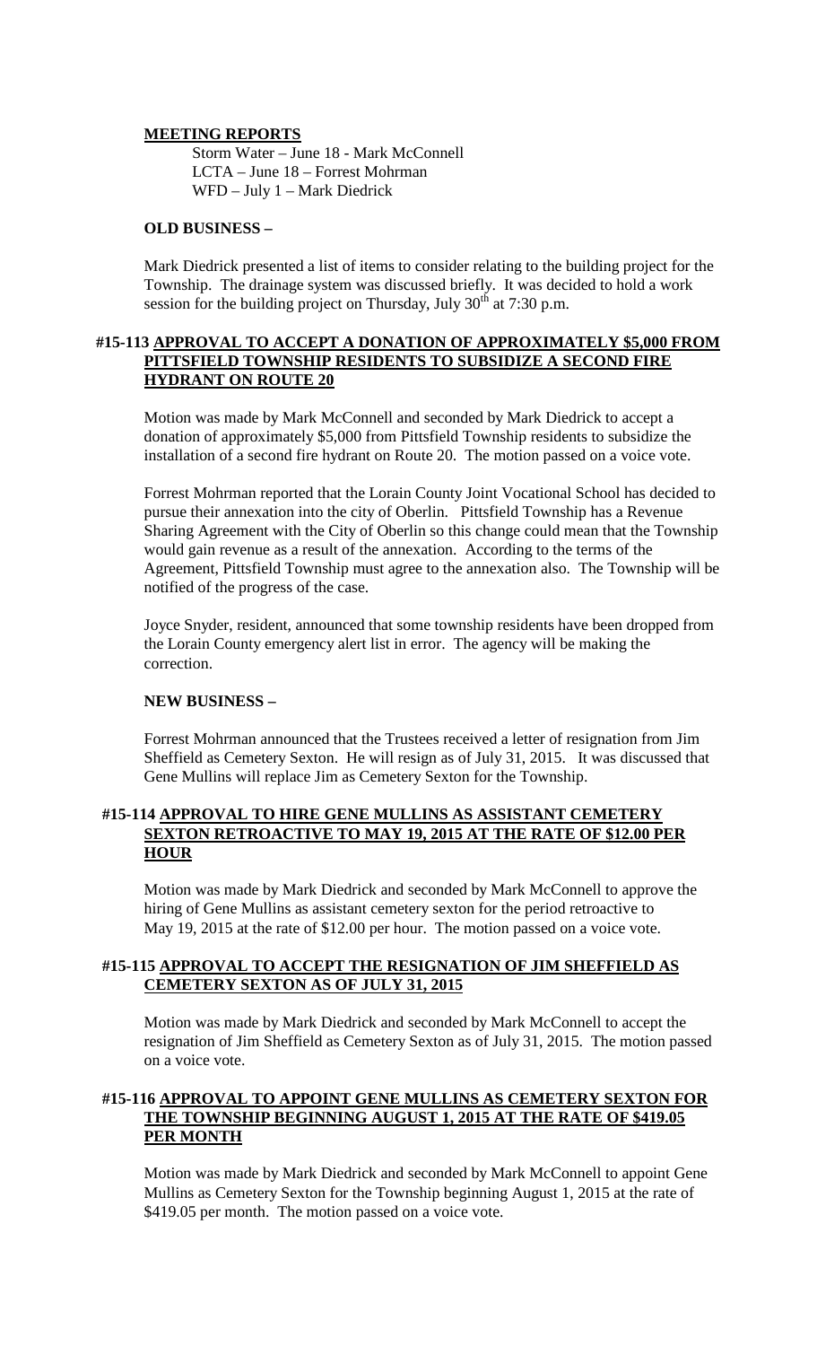**MEETING REPORTS**

Storm Water – June 18 - Mark McConnell
LCTA – June 18 – Forrest Mohrman
WFD – July 1 – Mark Diedrick

**OLD BUSINESS –**

Mark Diedrick presented a list of items to consider relating to the building project for the Township. The drainage system was discussed briefly. It was decided to hold a work session for the building project on Thursday, July 30th at 7:30 p.m.

**#15-113 APPROVAL TO ACCEPT A DONATION OF APPROXIMATELY $5,000 FROM PITTSFIELD TOWNSHIP RESIDENTS TO SUBSIDIZE A SECOND FIRE HYDRANT ON ROUTE 20**

Motion was made by Mark McConnell and seconded by Mark Diedrick to accept a donation of approximately $5,000 from Pittsfield Township residents to subsidize the installation of a second fire hydrant on Route 20. The motion passed on a voice vote.

Forrest Mohrman reported that the Lorain County Joint Vocational School has decided to pursue their annexation into the city of Oberlin. Pittsfield Township has a Revenue Sharing Agreement with the City of Oberlin so this change could mean that the Township would gain revenue as a result of the annexation. According to the terms of the Agreement, Pittsfield Township must agree to the annexation also. The Township will be notified of the progress of the case.

Joyce Snyder, resident, announced that some township residents have been dropped from the Lorain County emergency alert list in error. The agency will be making the correction.

**NEW BUSINESS –**

Forrest Mohrman announced that the Trustees received a letter of resignation from Jim Sheffield as Cemetery Sexton. He will resign as of July 31, 2015. It was discussed that Gene Mullins will replace Jim as Cemetery Sexton for the Township.

**#15-114 APPROVAL TO HIRE GENE MULLINS AS ASSISTANT CEMETERY SEXTON RETROACTIVE TO MAY 19, 2015 AT THE RATE OF $12.00 PER HOUR**

Motion was made by Mark Diedrick and seconded by Mark McConnell to approve the hiring of Gene Mullins as assistant cemetery sexton for the period retroactive to May 19, 2015 at the rate of $12.00 per hour. The motion passed on a voice vote.

**#15-115 APPROVAL TO ACCEPT THE RESIGNATION OF JIM SHEFFIELD AS CEMETERY SEXTON AS OF JULY 31, 2015**

Motion was made by Mark Diedrick and seconded by Mark McConnell to accept the resignation of Jim Sheffield as Cemetery Sexton as of July 31, 2015. The motion passed on a voice vote.

**#15-116 APPROVAL TO APPOINT GENE MULLINS AS CEMETERY SEXTON FOR THE TOWNSHIP BEGINNING AUGUST 1, 2015 AT THE RATE OF $419.05 PER MONTH**

Motion was made by Mark Diedrick and seconded by Mark McConnell to appoint Gene Mullins as Cemetery Sexton for the Township beginning August 1, 2015 at the rate of $419.05 per month. The motion passed on a voice vote.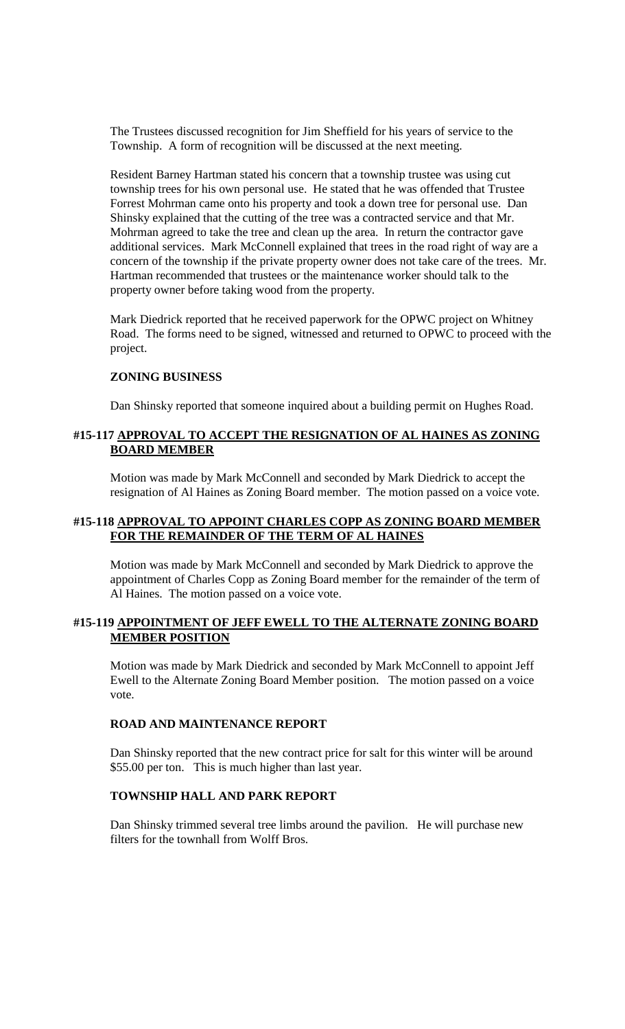The Trustees discussed recognition for Jim Sheffield for his years of service to the Township. A form of recognition will be discussed at the next meeting.

Resident Barney Hartman stated his concern that a township trustee was using cut township trees for his own personal use. He stated that he was offended that Trustee Forrest Mohrman came onto his property and took a down tree for personal use. Dan Shinsky explained that the cutting of the tree was a contracted service and that Mr. Mohrman agreed to take the tree and clean up the area. In return the contractor gave additional services. Mark McConnell explained that trees in the road right of way are a concern of the township if the private property owner does not take care of the trees. Mr. Hartman recommended that trustees or the maintenance worker should talk to the property owner before taking wood from the property.

Mark Diedrick reported that he received paperwork for the OPWC project on Whitney Road. The forms need to be signed, witnessed and returned to OPWC to proceed with the project.

**ZONING BUSINESS**

Dan Shinsky reported that someone inquired about a building permit on Hughes Road.

**#15-117 <u>APPROVAL TO ACCEPT THE RESIGNATION OF AL HAINES AS ZONING BOARD MEMBER</u>**

Motion was made by Mark McConnell and seconded by Mark Diedrick to accept the resignation of Al Haines as Zoning Board member. The motion passed on a voice vote.

**#15-118 <u>APPROVAL TO APPOINT CHARLES COPP AS ZONING BOARD MEMBER FOR THE REMAINDER OF THE TERM OF AL HAINES</u>**

Motion was made by Mark McConnell and seconded by Mark Diedrick to approve the appointment of Charles Copp as Zoning Board member for the remainder of the term of Al Haines. The motion passed on a voice vote.

**#15-119 <u>APPOINTMENT OF JEFF EWELL TO THE ALTERNATE ZONING BOARD MEMBER POSITION</u>**

Motion was made by Mark Diedrick and seconded by Mark McConnell to appoint Jeff Ewell to the Alternate Zoning Board Member position. The motion passed on a voice vote.

**ROAD AND MAINTENANCE REPORT**

Dan Shinsky reported that the new contract price for salt for this winter will be around $55.00 per ton. This is much higher than last year.

**TOWNSHIP HALL AND PARK REPORT**

Dan Shinsky trimmed several tree limbs around the pavilion. He will purchase new filters for the townhall from Wolff Bros.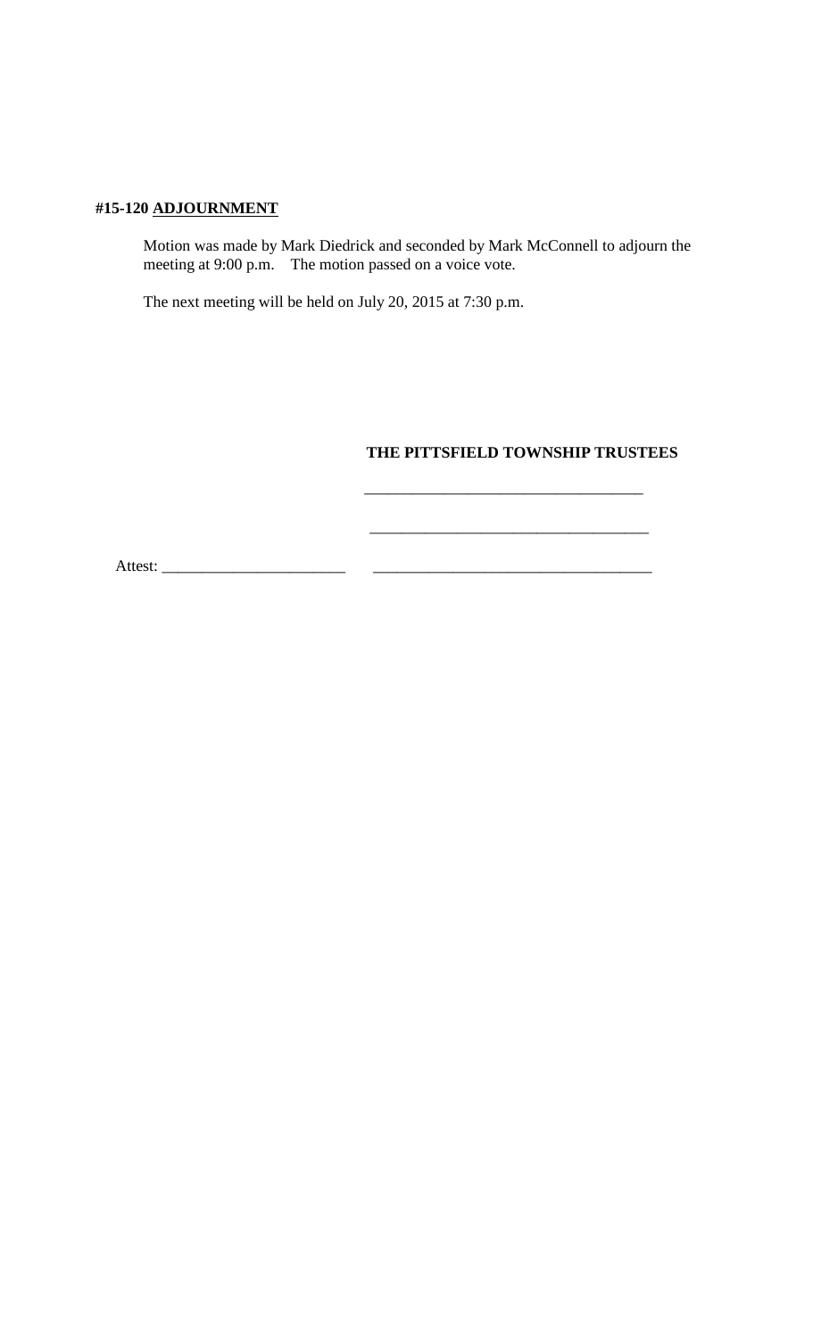**#15-120 ADJOURNMENT**

Motion was made by Mark Diedrick and seconded by Mark McConnell to adjourn the meeting at 9:00 p.m. The motion passed on a voice vote.

The next meeting will be held on July 20, 2015 at 7:30 p.m.

**THE PITTSFIELD TOWNSHIP TRUSTEES**

\_\_\_\_\_\_\_\_\_\_\_\_\_\_\_\_\_\_\_\_\_\_\_\_\_\_\_\_\_\_\_\_\_\_\_

\_\_\_\_\_\_\_\_\_\_\_\_\_\_\_\_\_\_\_\_\_\_\_\_\_\_\_\_\_\_\_\_\_\_\_

Attest: \_\_\_\_\_\_\_\_\_\_\_\_\_\_\_\_\_\_\_\_\_\_\_ \_\_\_\_\_\_\_\_\_\_\_\_\_\_\_\_\_\_\_\_\_\_\_\_\_\_\_\_\_\_\_\_\_\_\_